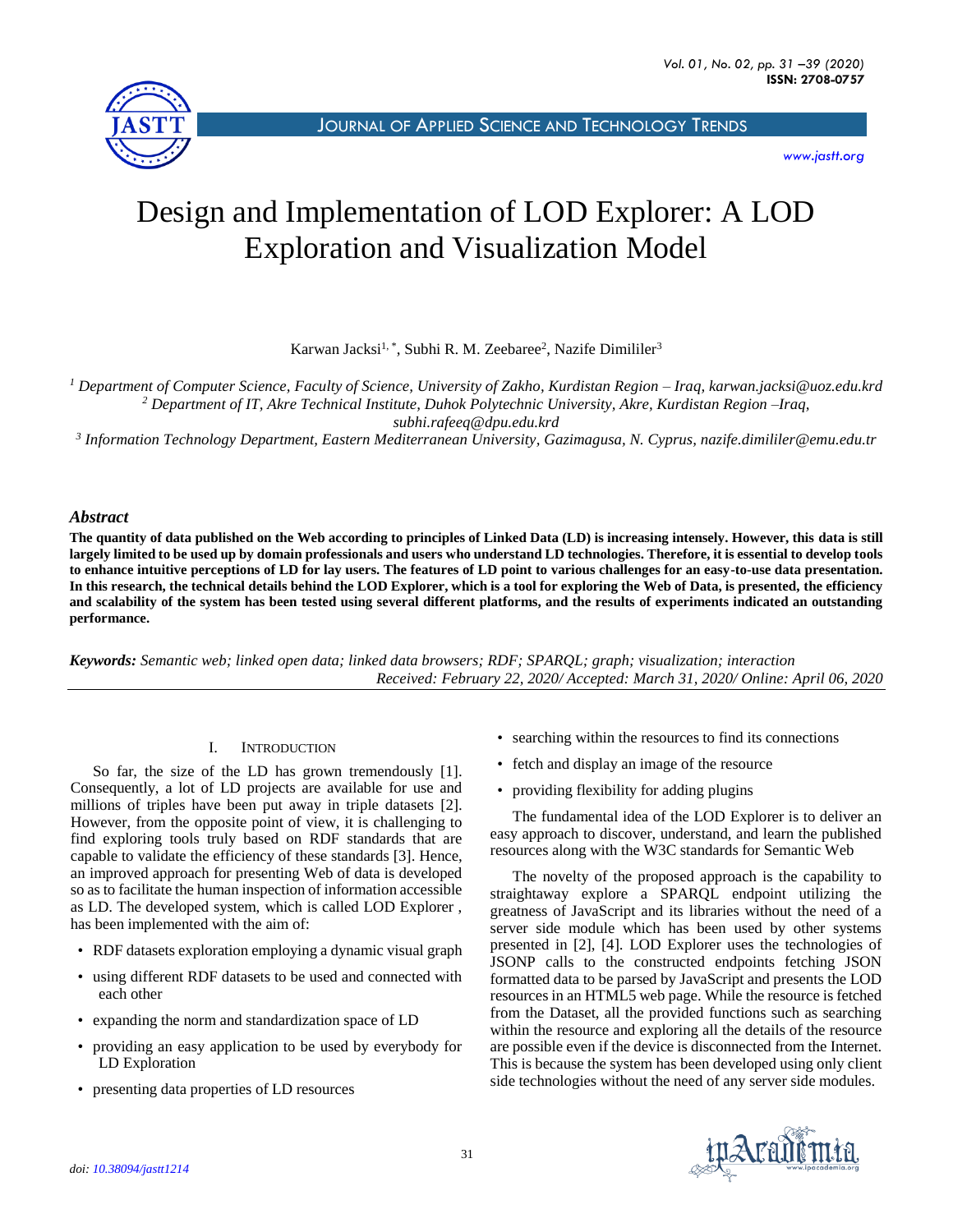# Design and Implementation of LOD Explorer: A LOD Exploration and Visualization Model

Karwan Jacksi[1, *], Subhi R. M. Zeebaree[2], Nazife Dimililer[3]

[1] *Department of Computer Science, Faculty of Science, University of Zakho, Kurdistan Region – Iraq, karwan.jacksi@uoz.edu.krd*
[2] *Department of IT, Akre Technical Institute, Duhok Polytechnic University, Akre, Kurdistan Region –Iraq, subhi.rafeeq@dpu.edu.krd*
[3] *Information Technology Department, Eastern Mediterranean University, Gazimagusa, N. Cyprus, nazife.dimililer@emu.edu.tr*

## *Abstract*

**The quantity of data published on the Web according to principles of Linked Data (LD) is increasing intensely. However, this data is still largely limited to be used up by domain professionals and users who understand LD technologies. Therefore, it is essential to develop tools to enhance intuitive perceptions of LD for lay users. The features of LD point to various challenges for an easy-to-use data presentation. In this research, the technical details behind the LOD Explorer, which is a tool for exploring the Web of Data, is presented, the efficiency and scalability of the system has been tested using several different platforms, and the results of experiments indicated an outstanding performance.**

***Keywords:*** *Semantic web; linked open data; linked data browsers; RDF; SPARQL; graph; visualization; interaction*

*Received: February 22, 2020/ Accepted: March 31, 2020/ Online: April 06, 2020*

## I. Introduction

So far, the size of the LD has grown tremendously [1]. Consequently, a lot of LD projects are available for use and millions of triples have been put away in triple datasets [2]. However, from the opposite point of view, it is challenging to find exploring tools truly based on RDF standards that are capable to validate the efficiency of these standards [3]. Hence, an improved approach for presenting Web of data is developed so as to facilitate the human inspection of information accessible as LD. The developed system, which is called LOD Explorer , has been implemented with the aim of:

- RDF datasets exploration employing a dynamic visual graph
- using different RDF datasets to be used and connected with each other
- expanding the norm and standardization space of LD
- providing an easy application to be used by everybody for LD Exploration
- presenting data properties of LD resources
- searching within the resources to find its connections
- fetch and display an image of the resource
- providing flexibility for adding plugins

The fundamental idea of the LOD Explorer is to deliver an easy approach to discover, understand, and learn the published resources along with the W3C standards for Semantic Web

The novelty of the proposed approach is the capability to straightaway explore a SPARQL endpoint utilizing the greatness of JavaScript and its libraries without the need of a server side module which has been used by other systems presented in [2], [4]. LOD Explorer uses the technologies of JSONP calls to the constructed endpoints fetching JSON formatted data to be parsed by JavaScript and presents the LOD resources in an HTML5 web page. While the resource is fetched from the Dataset, all the provided functions such as searching within the resource and exploring all the details of the resource are possible even if the device is disconnected from the Internet. This is because the system has been developed using only client side technologies without the need of any server side modules.

*doi: 10.38094/jastt1214*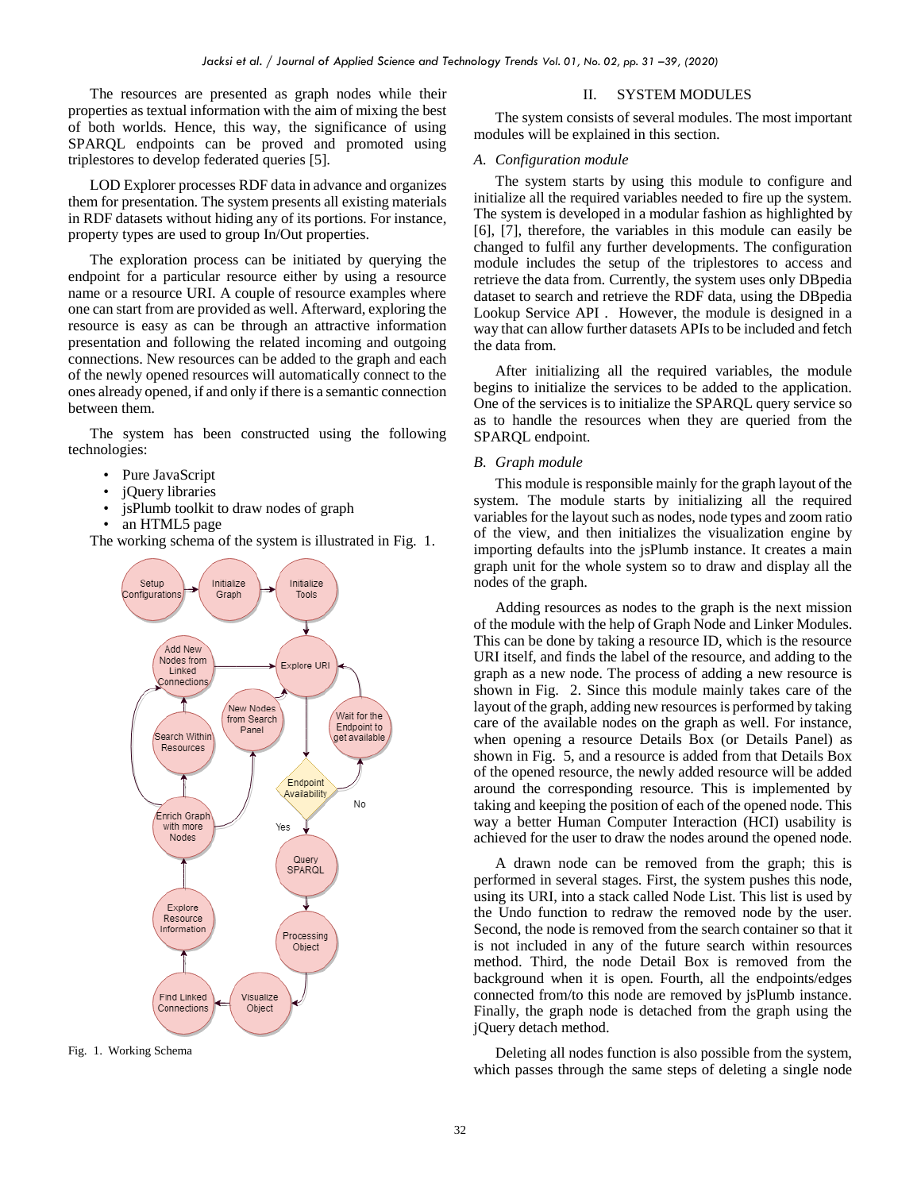The resources are presented as graph nodes while their properties as textual information with the aim of mixing the best of both worlds. Hence, this way, the significance of using SPARQL endpoints can be proved and promoted using triplestores to develop federated queries [5].

LOD Explorer processes RDF data in advance and organizes them for presentation. The system presents all existing materials in RDF datasets without hiding any of its portions. For instance, property types are used to group In/Out properties.

The exploration process can be initiated by querying the endpoint for a particular resource either by using a resource name or a resource URI. A couple of resource examples where one can start from are provided as well. Afterward, exploring the resource is easy as can be through an attractive information presentation and following the related incoming and outgoing connections. New resources can be added to the graph and each of the newly opened resources will automatically connect to the ones already opened, if and only if there is a semantic connection between them.

The system has been constructed using the following technologies:

- Pure JavaScript
- jQuery libraries
- jsPlumb toolkit to draw nodes of graph
- an HTML5 page

The working schema of the system is illustrated in Fig. 1.

Fig. 1. Working Schema

## II. SYSTEM MODULES

The system consists of several modules. The most important modules will be explained in this section.

### A. Configuration module

The system starts by using this module to configure and initialize all the required variables needed to fire up the system. The system is developed in a modular fashion as highlighted by [6], [7], therefore, the variables in this module can easily be changed to fulfil any further developments. The configuration module includes the setup of the triplestores to access and retrieve the data from. Currently, the system uses only DBpedia dataset to search and retrieve the RDF data, using the DBpedia Lookup Service API . However, the module is designed in a way that can allow further datasets APIs to be included and fetch the data from.

After initializing all the required variables, the module begins to initialize the services to be added to the application. One of the services is to initialize the SPARQL query service so as to handle the resources when they are queried from the SPARQL endpoint.

### B. Graph module

This module is responsible mainly for the graph layout of the system. The module starts by initializing all the required variables for the layout such as nodes, node types and zoom ratio of the view, and then initializes the visualization engine by importing defaults into the jsPlumb instance. It creates a main graph unit for the whole system so to draw and display all the nodes of the graph.

Adding resources as nodes to the graph is the next mission of the module with the help of Graph Node and Linker Modules. This can be done by taking a resource ID, which is the resource URI itself, and finds the label of the resource, and adding to the graph as a new node. The process of adding a new resource is shown in Fig. 2. Since this module mainly takes care of the layout of the graph, adding new resources is performed by taking care of the available nodes on the graph as well. For instance, when opening a resource Details Box (or Details Panel) as shown in Fig. 5, and a resource is added from that Details Box of the opened resource, the newly added resource will be added around the corresponding resource. This is implemented by taking and keeping the position of each of the opened node. This way a better Human Computer Interaction (HCI) usability is achieved for the user to draw the nodes around the opened node.

A drawn node can be removed from the graph; this is performed in several stages. First, the system pushes this node, using its URI, into a stack called Node List. This list is used by the Undo function to redraw the removed node by the user. Second, the node is removed from the search container so that it is not included in any of the future search within resources method. Third, the node Detail Box is removed from the background when it is open. Fourth, all the endpoints/edges connected from/to this node are removed by jsPlumb instance. Finally, the graph node is detached from the graph using the jQuery detach method.

Deleting all nodes function is also possible from the system, which passes through the same steps of deleting a single node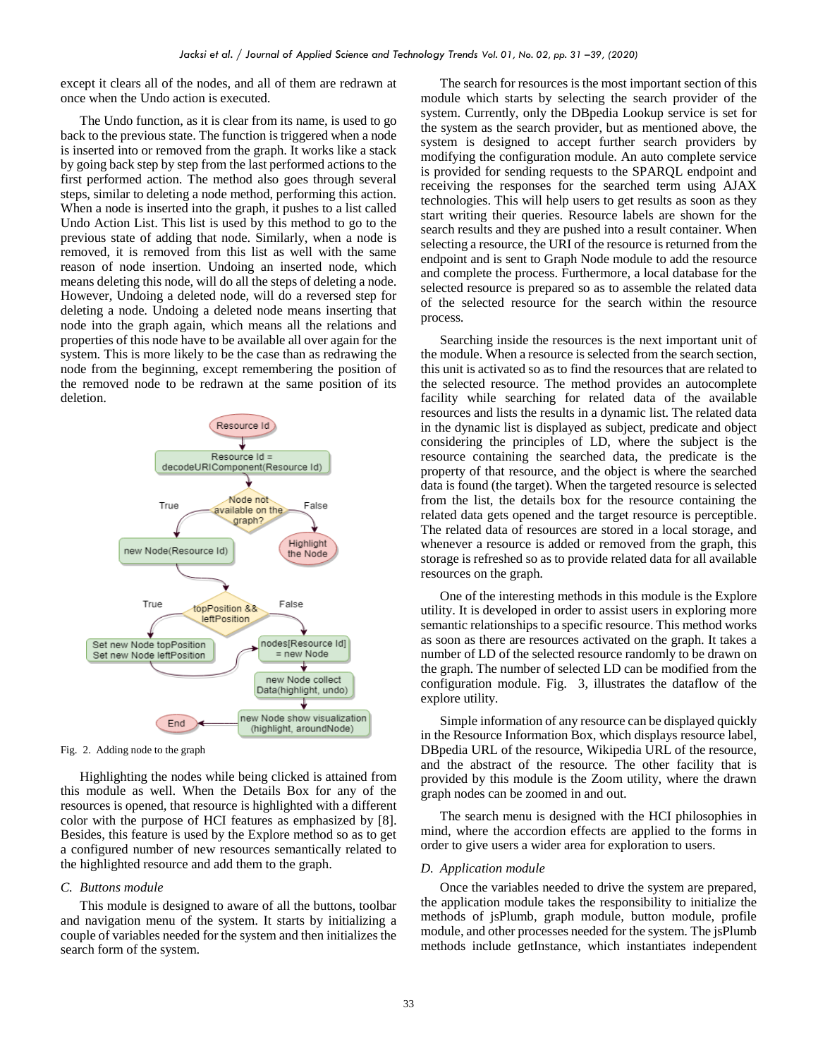except it clears all of the nodes, and all of them are redrawn at once when the Undo action is executed.

The Undo function, as it is clear from its name, is used to go back to the previous state. The function is triggered when a node is inserted into or removed from the graph. It works like a stack by going back step by step from the last performed actions to the first performed action. The method also goes through several steps, similar to deleting a node method, performing this action. When a node is inserted into the graph, it pushes to a list called Undo Action List. This list is used by this method to go to the previous state of adding that node. Similarly, when a node is removed, it is removed from this list as well with the same reason of node insertion. Undoing an inserted node, which means deleting this node, will do all the steps of deleting a node. However, Undoing a deleted node, will do a reversed step for deleting a node. Undoing a deleted node means inserting that node into the graph again, which means all the relations and properties of this node have to be available all over again for the system. This is more likely to be the case than as redrawing the node from the beginning, except remembering the position of the removed node to be redrawn at the same position of its deletion.

Fig. 2. Adding node to the graph

Highlighting the nodes while being clicked is attained from this module as well. When the Details Box for any of the resources is opened, that resource is highlighted with a different color with the purpose of HCI features as emphasized by [8]. Besides, this feature is used by the Explore method so as to get a configured number of new resources semantically related to the highlighted resource and add them to the graph.

### C. Buttons module

This module is designed to aware of all the buttons, toolbar and navigation menu of the system. It starts by initializing a couple of variables needed for the system and then initializes the search form of the system.

The search for resources is the most important section of this module which starts by selecting the search provider of the system. Currently, only the DBpedia Lookup service is set for the system as the search provider, but as mentioned above, the system is designed to accept further search providers by modifying the configuration module. An auto complete service is provided for sending requests to the SPARQL endpoint and receiving the responses for the searched term using AJAX technologies. This will help users to get results as soon as they start writing their queries. Resource labels are shown for the search results and they are pushed into a result container. When selecting a resource, the URI of the resource is returned from the endpoint and is sent to Graph Node module to add the resource and complete the process. Furthermore, a local database for the selected resource is prepared so as to assemble the related data of the selected resource for the search within the resource process.

Searching inside the resources is the next important unit of the module. When a resource is selected from the search section, this unit is activated so as to find the resources that are related to the selected resource. The method provides an autocomplete facility while searching for related data of the available resources and lists the results in a dynamic list. The related data in the dynamic list is displayed as subject, predicate and object considering the principles of LD, where the subject is the resource containing the searched data, the predicate is the property of that resource, and the object is where the searched data is found (the target). When the targeted resource is selected from the list, the details box for the resource containing the related data gets opened and the target resource is perceptible. The related data of resources are stored in a local storage, and whenever a resource is added or removed from the graph, this storage is refreshed so as to provide related data for all available resources on the graph.

One of the interesting methods in this module is the Explore utility. It is developed in order to assist users in exploring more semantic relationships to a specific resource. This method works as soon as there are resources activated on the graph. It takes a number of LD of the selected resource randomly to be drawn on the graph. The number of selected LD can be modified from the configuration module. Fig. 3, illustrates the dataflow of the explore utility.

Simple information of any resource can be displayed quickly in the Resource Information Box, which displays resource label, DBpedia URL of the resource, Wikipedia URL of the resource, and the abstract of the resource. The other facility that is provided by this module is the Zoom utility, where the drawn graph nodes can be zoomed in and out.

The search menu is designed with the HCI philosophies in mind, where the accordion effects are applied to the forms in order to give users a wider area for exploration to users.

### D. Application module

Once the variables needed to drive the system are prepared, the application module takes the responsibility to initialize the methods of jsPlumb, graph module, button module, profile module, and other processes needed for the system. The jsPlumb methods include getInstance, which instantiates independent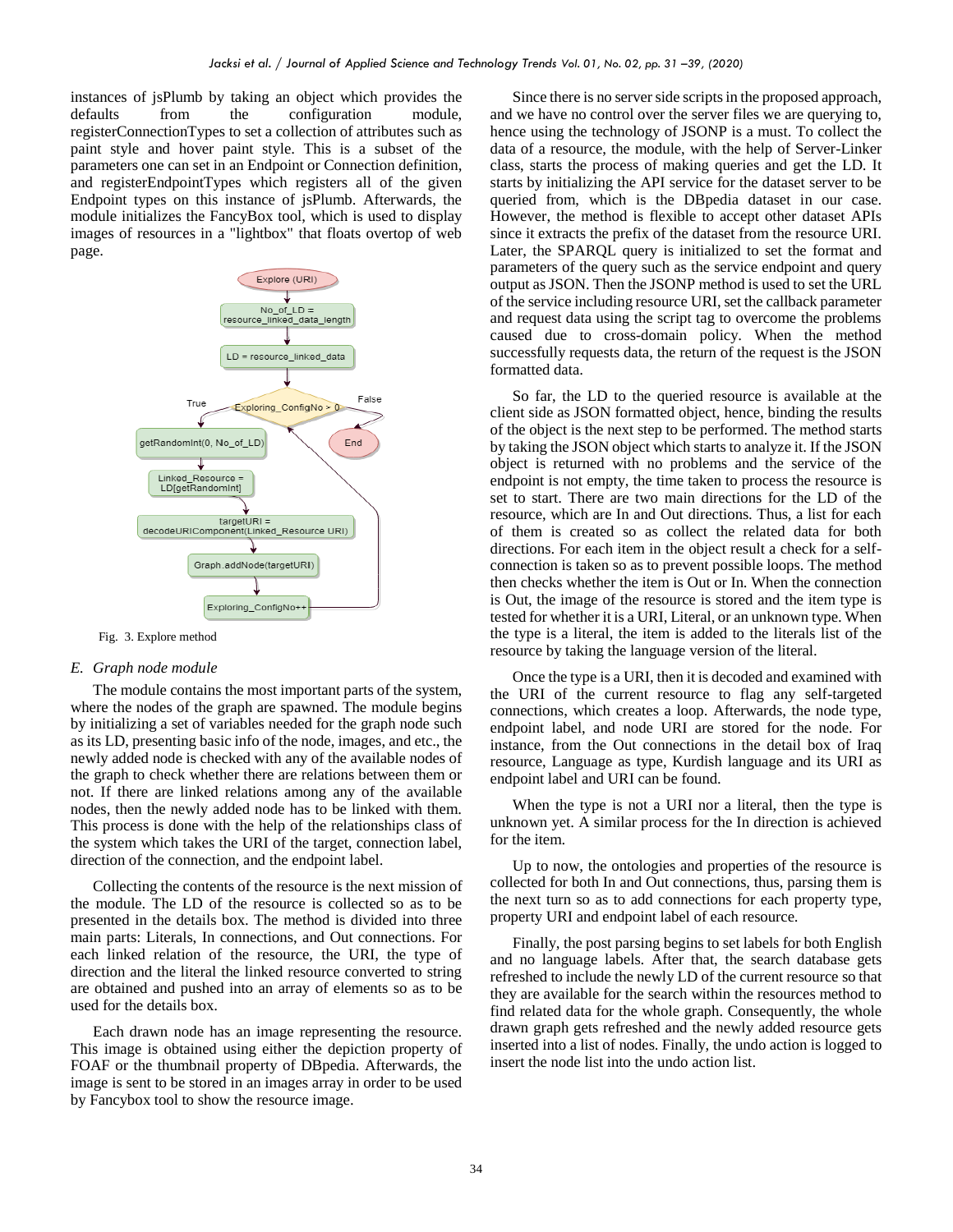instances of jsPlumb by taking an object which provides the defaults from the configuration module, registerConnectionTypes to set a collection of attributes such as paint style and hover paint style. This is a subset of the parameters one can set in an Endpoint or Connection definition, and registerEndpointTypes which registers all of the given Endpoint types on this instance of jsPlumb. Afterwards, the module initializes the FancyBox tool, which is used to display images of resources in a "lightbox" that floats overtop of web page.

Fig. 3. Explore method

### E. Graph node module

The module contains the most important parts of the system, where the nodes of the graph are spawned. The module begins by initializing a set of variables needed for the graph node such as its LD, presenting basic info of the node, images, and etc., the newly added node is checked with any of the available nodes of the graph to check whether there are relations between them or not. If there are linked relations among any of the available nodes, then the newly added node has to be linked with them. This process is done with the help of the relationships class of the system which takes the URI of the target, connection label, direction of the connection, and the endpoint label.

Collecting the contents of the resource is the next mission of the module. The LD of the resource is collected so as to be presented in the details box. The method is divided into three main parts: Literals, In connections, and Out connections. For each linked relation of the resource, the URI, the type of direction and the literal the linked resource converted to string are obtained and pushed into an array of elements so as to be used for the details box.

Each drawn node has an image representing the resource. This image is obtained using either the depiction property of FOAF or the thumbnail property of DBpedia. Afterwards, the image is sent to be stored in an images array in order to be used by Fancybox tool to show the resource image.

Since there is no server side scripts in the proposed approach, and we have no control over the server files we are querying to, hence using the technology of JSONP is a must. To collect the data of a resource, the module, with the help of Server-Linker class, starts the process of making queries and get the LD. It starts by initializing the API service for the dataset server to be queried from, which is the DBpedia dataset in our case. However, the method is flexible to accept other dataset APIs since it extracts the prefix of the dataset from the resource URI. Later, the SPARQL query is initialized to set the format and parameters of the query such as the service endpoint and query output as JSON. Then the JSONP method is used to set the URL of the service including resource URI, set the callback parameter and request data using the script tag to overcome the problems caused due to cross-domain policy. When the method successfully requests data, the return of the request is the JSON formatted data.

So far, the LD to the queried resource is available at the client side as JSON formatted object, hence, binding the results of the object is the next step to be performed. The method starts by taking the JSON object which starts to analyze it. If the JSON object is returned with no problems and the service of the endpoint is not empty, the time taken to process the resource is set to start. There are two main directions for the LD of the resource, which are In and Out directions. Thus, a list for each of them is created so as collect the related data for both directions. For each item in the object result a check for a self-connection is taken so as to prevent possible loops. The method then checks whether the item is Out or In. When the connection is Out, the image of the resource is stored and the item type is tested for whether it is a URI, Literal, or an unknown type. When the type is a literal, the item is added to the literals list of the resource by taking the language version of the literal.

Once the type is a URI, then it is decoded and examined with the URI of the current resource to flag any self-targeted connections, which creates a loop. Afterwards, the node type, endpoint label, and node URI are stored for the node. For instance, from the Out connections in the detail box of Iraq resource, Language as type, Kurdish language and its URI as endpoint label and URI can be found.

When the type is not a URI nor a literal, then the type is unknown yet. A similar process for the In direction is achieved for the item.

Up to now, the ontologies and properties of the resource is collected for both In and Out connections, thus, parsing them is the next turn so as to add connections for each property type, property URI and endpoint label of each resource.

Finally, the post parsing begins to set labels for both English and no language labels. After that, the search database gets refreshed to include the newly LD of the current resource so that they are available for the search within the resources method to find related data for the whole graph. Consequently, the whole drawn graph gets refreshed and the newly added resource gets inserted into a list of nodes. Finally, the undo action is logged to insert the node list into the undo action list.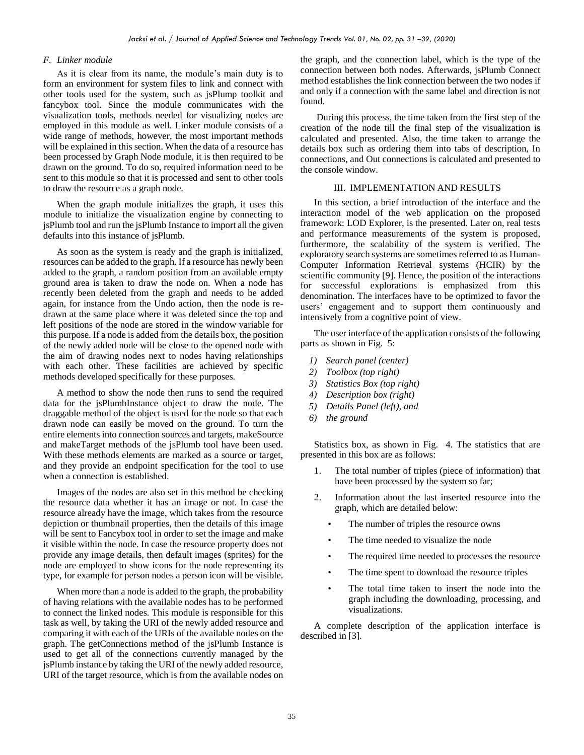### F. Linker module

As it is clear from its name, the module's main duty is to form an environment for system files to link and connect with other tools used for the system, such as jsPlump toolkit and fancybox tool. Since the module communicates with the visualization tools, methods needed for visualizing nodes are employed in this module as well. Linker module consists of a wide range of methods, however, the most important methods will be explained in this section. When the data of a resource has been processed by Graph Node module, it is then required to be drawn on the ground. To do so, required information need to be sent to this module so that it is processed and sent to other tools to draw the resource as a graph node.

When the graph module initializes the graph, it uses this module to initialize the visualization engine by connecting to jsPlumb tool and run the jsPlumb Instance to import all the given defaults into this instance of jsPlumb.

As soon as the system is ready and the graph is initialized, resources can be added to the graph. If a resource has newly been added to the graph, a random position from an available empty ground area is taken to draw the node on. When a node has recently been deleted from the graph and needs to be added again, for instance from the Undo action, then the node is re-drawn at the same place where it was deleted since the top and left positions of the node are stored in the window variable for this purpose. If a node is added from the details box, the position of the newly added node will be close to the opened node with the aim of drawing nodes next to nodes having relationships with each other. These facilities are achieved by specific methods developed specifically for these purposes.

A method to show the node then runs to send the required data for the jsPlumbInstance object to draw the node. The draggable method of the object is used for the node so that each drawn node can easily be moved on the ground. To turn the entire elements into connection sources and targets, makeSource and makeTarget methods of the jsPlumb tool have been used. With these methods elements are marked as a source or target, and they provide an endpoint specification for the tool to use when a connection is established.

Images of the nodes are also set in this method be checking the resource data whether it has an image or not. In case the resource already have the image, which takes from the resource depiction or thumbnail properties, then the details of this image will be sent to Fancybox tool in order to set the image and make it visible within the node. In case the resource property does not provide any image details, then default images (sprites) for the node are employed to show icons for the node representing its type, for example for person nodes a person icon will be visible.

When more than a node is added to the graph, the probability of having relations with the available nodes has to be performed to connect the linked nodes. This module is responsible for this task as well, by taking the URI of the newly added resource and comparing it with each of the URIs of the available nodes on the graph. The getConnections method of the jsPlumb Instance is used to get all of the connections currently managed by the jsPlumb instance by taking the URI of the newly added resource, URI of the target resource, which is from the available nodes on the graph, and the connection label, which is the type of the connection between both nodes. Afterwards, jsPlumb Connect method establishes the link connection between the two nodes if and only if a connection with the same label and direction is not found.

During this process, the time taken from the first step of the creation of the node till the final step of the visualization is calculated and presented. Also, the time taken to arrange the details box such as ordering them into tabs of description, In connections, and Out connections is calculated and presented to the console window.

## III. IMPLEMENTATION AND RESULTS

In this section, a brief introduction of the interface and the interaction model of the web application on the proposed framework: LOD Explorer, is the presented. Later on, real tests and performance measurements of the system is proposed, furthermore, the scalability of the system is verified. The exploratory search systems are sometimes referred to as Human-Computer Information Retrieval systems (HCIR) by the scientific community [9]. Hence, the position of the interactions for successful explorations is emphasized from this denomination. The interfaces have to be optimized to favor the users' engagement and to support them continuously and intensively from a cognitive point of view.

The user interface of the application consists of the following parts as shown in Fig. 5:

1) *Search panel (center)*
2) *Toolbox (top right)*
3) *Statistics Box (top right)*
4) *Description box (right)*
5) *Details Panel (left), and*
6) *the ground*

Statistics box, as shown in Fig. 4. The statistics that are presented in this box are as follows:

1. The total number of triples (piece of information) that have been processed by the system so far;
2. Information about the last inserted resource into the graph, which are detailed below:
   - The number of triples the resource owns
   - The time needed to visualize the node
   - The required time needed to processes the resource
   - The time spent to download the resource triples
   - The total time taken to insert the node into the graph including the downloading, processing, and visualizations.

A complete description of the application interface is described in [3].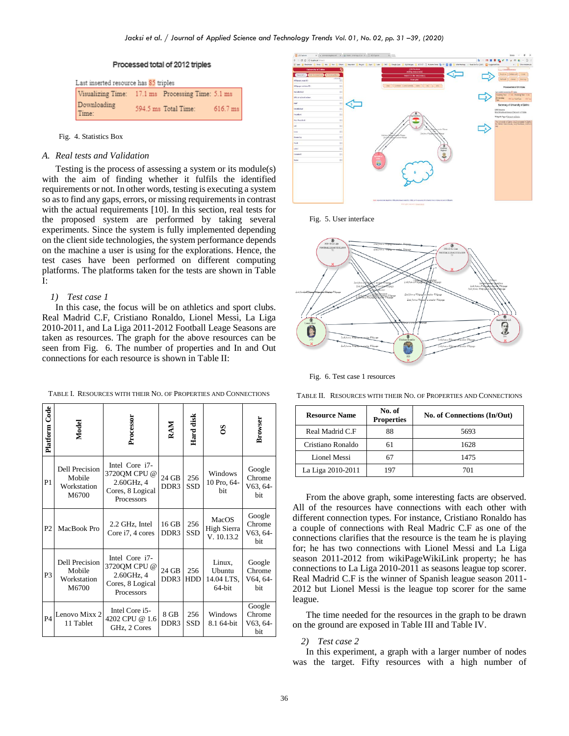Fig. 4. Statistics Box

Fig. 5. User interface

Fig. 6. Test case 1 resources

### A. Real tests and Validation

Testing is the process of assessing a system or its module(s) with the aim of finding whether it fulfils the identified requirements or not. In other words, testing is executing a system so as to find any gaps, errors, or missing requirements in contrast with the actual requirements [10]. In this section, real tests for the proposed system are performed by taking several experiments. Since the system is fully implemented depending on the client side technologies, the system performance depends on the machine a user is using for the explorations. Hence, the test cases have been performed on different computing platforms. The platforms taken for the tests are shown in Table I:

#### 1) Test case 1

In this case, the focus will be on athletics and sport clubs. Real Madrid C.F, Cristiano Ronaldo, Lionel Messi, La Liga 2010-2011, and La Liga 2011-2012 Football Leage Seasons are taken as resources. The graph for the above resources can be seen from Fig. 6. The number of properties and In and Out connections for each resource is shown in Table II:

TABLE I. RESOURCES WITH THEIR NO. OF PROPERTIES AND CONNECTIONS

| Platform Code | Model | Processor | RAM | Hard disk | OS | Browser |
|---|---|---|---|---|---|---|
| P1 | Dell Precision Mobile Workstation M6700 | Intel Core i7-3720QM CPU @ 2.60GHz, 4 Cores, 8 Logical Processors | 24 GB DDR3 | 256 SSD | Windows 10 Pro, 64-bit | Google Chrome V63, 64-bit |
| P2 | MacBook Pro | 2.2 GHz, Intel Core i7, 4 cores | 16 GB DDR3 | 256 SSD | MacOS High Sierra V. 10.13.2 | Google Chrome V63, 64-bit |
| P3 | Dell Precision Mobile Workstation M6700 | Intel Core i7-3720QM CPU @ 2.60GHz, 4 Cores, 8 Logical Processors | 24 GB DDR3 | 256 HDD | Linux, Ubuntu 14.04 LTS, 64-bit | Google Chrome V64, 64-bit |
| P4 | Lenovo Mixx 2 11 Tablet | Intel Core i5-4202 CPU @ 1.6 GHz, 2 Cores | 8 GB DDR3 | 256 SSD | Windows 8.1 64-bit | Google Chrome V63, 64-bit |

TABLE II. RESOURCES WITH THEIR NO. OF PROPERTIES AND CONNECTIONS

| Resource Name | No. of Properties | No. of Connections (In/Out) |
|---|---|---|
| Real Madrid C.F | 88 | 5693 |
| Cristiano Ronaldo | 61 | 1628 |
| Lionel Messi | 67 | 1475 |
| La Liga 2010-2011 | 197 | 701 |

From the above graph, some interesting facts are observed. All of the resources have connections with each other with different connection types. For instance, Cristiano Ronaldo has a couple of connections with Real Madric C.F as one of the connections clarifies that the resource is the team he is playing for; he has two connections with Lionel Messi and La Liga season 2011-2012 from wikiPageWikiLink property; he has connections to La Liga 2010-2011 as seasons league top scorer. Real Madrid C.F is the winner of Spanish league season 2011-2012 but Lionel Messi is the league top scorer for the same league.

The time needed for the resources in the graph to be drawn on the ground are exposed in Table III and Table IV.

#### 2) Test case 2

In this experiment, a graph with a larger number of nodes was the target. Fifty resources with a high number of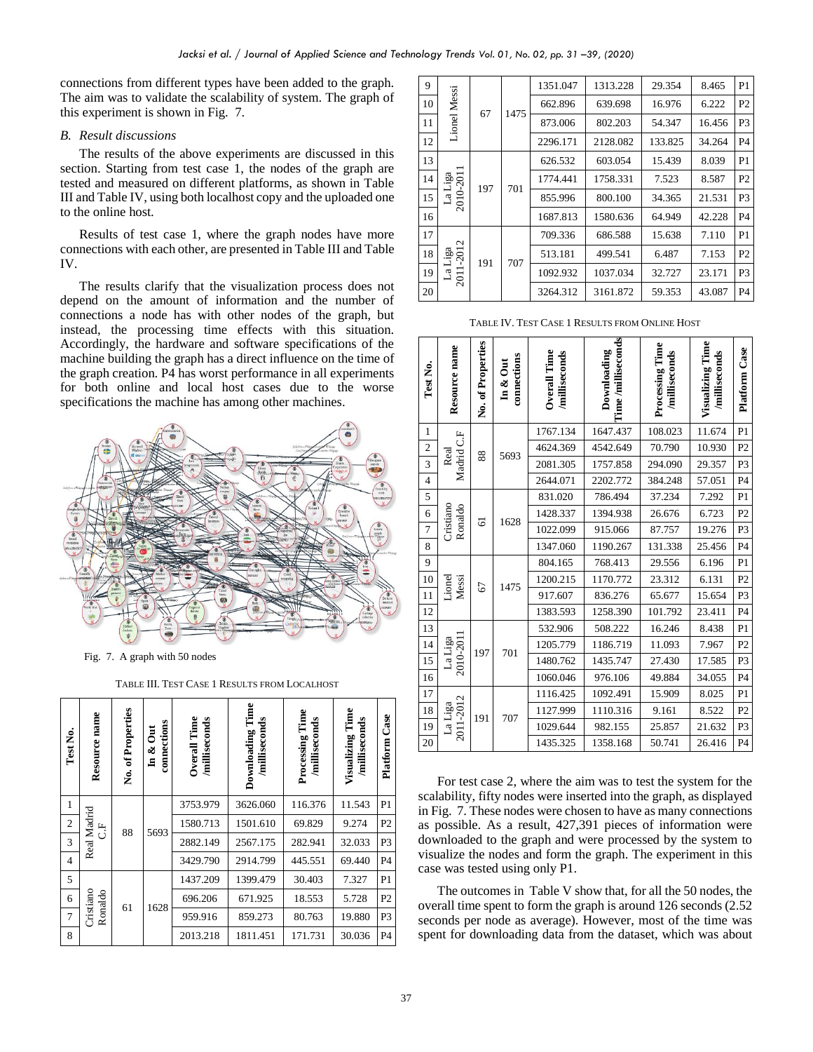connections from different types have been added to the graph. The aim was to validate the scalability of system. The graph of this experiment is shown in Fig. 7.

### B. Result discussions

The results of the above experiments are discussed in this section. Starting from test case 1, the nodes of the graph are tested and measured on different platforms, as shown in Table III and Table IV, using both localhost copy and the uploaded one to the online host.

Results of test case 1, where the graph nodes have more connections with each other, are presented in Table III and Table IV.

The results clarify that the visualization process does not depend on the amount of information and the number of connections a node has with other nodes of the graph, but instead, the processing time effects with this situation. Accordingly, the hardware and software specifications of the machine building the graph has a direct influence on the time of the graph creation. P4 has worst performance in all experiments for both online and local host cases due to the worse specifications the machine has among other machines.

Fig. 7. A graph with 50 nodes

TABLE III. TEST CASE 1 RESULTS FROM LOCALHOST

| Test No. | Resource name | No. of Properties | In & Out connections | Overall Time /milliseconds | Downloading Time /milliseconds | Processing Time /milliseconds | Visualizing Time /milliseconds | Platform Case |
|---|---|---|---|---|---|---|---|---|
| 1 | Real Madrid C.F | 88 | 5693 | 3753.979 | 3626.060 | 116.376 | 11.543 | P1 |
| 2 | | | | 1580.713 | 1501.610 | 69.829 | 9.274 | P2 |
| 3 | | | | 2882.149 | 2567.175 | 282.941 | 32.033 | P3 |
| 4 | | | | 3429.790 | 2914.799 | 445.551 | 69.440 | P4 |
| 5 | Cristiano Ronaldo | 61 | 1628 | 1437.209 | 1399.479 | 30.403 | 7.327 | P1 |
| 6 | | | | 696.206 | 671.925 | 18.553 | 5.728 | P2 |
| 7 | | | | 959.916 | 859.273 | 80.763 | 19.880 | P3 |
| 8 | | | | 2013.218 | 1811.451 | 171.731 | 30.036 | P4 |
| 9 | Lionel Messi | 67 | 1475 | 1351.047 | 1313.228 | 29.354 | 8.465 | P1 |
| 10 | | | | 662.896 | 639.698 | 16.976 | 6.222 | P2 |
| 11 | | | | 873.006 | 802.203 | 54.347 | 16.456 | P3 |
| 12 | | | | 2296.171 | 2128.082 | 133.825 | 34.264 | P4 |
| 13 | La Liga 2010-2011 | 197 | 701 | 626.532 | 603.054 | 15.439 | 8.039 | P1 |
| 14 | | | | 1774.441 | 1758.331 | 7.523 | 8.587 | P2 |
| 15 | | | | 855.996 | 800.100 | 34.365 | 21.531 | P3 |
| 16 | | | | 1687.813 | 1580.636 | 64.949 | 42.228 | P4 |
| 17 | La Liga 2011-2012 | 191 | 707 | 709.336 | 686.588 | 15.638 | 7.110 | P1 |
| 18 | | | | 513.181 | 499.541 | 6.487 | 7.153 | P2 |
| 19 | | | | 1092.932 | 1037.034 | 32.727 | 23.171 | P3 |
| 20 | | | | 3264.312 | 3161.872 | 59.353 | 43.087 | P4 |

TABLE IV. TEST CASE 1 RESULTS FROM ONLINE HOST

| Test No. | Resource name | No. of Properties | In & Out connections | Overall Time /milliseconds | Downloading Time /milliseconds | Processing Time /milliseconds | Visualizing Time /milliseconds | Platform Case |
|---|---|---|---|---|---|---|---|---|
| 1 | Real Madrid C.F | 88 | 5693 | 1767.134 | 1647.437 | 108.023 | 11.674 | P1 |
| 2 | | | | 4624.369 | 4542.649 | 70.790 | 10.930 | P2 |
| 3 | | | | 2081.305 | 1757.858 | 294.090 | 29.357 | P3 |
| 4 | | | | 2644.071 | 2202.772 | 384.248 | 57.051 | P4 |
| 5 | Cristiano Ronaldo | 61 | 1628 | 831.020 | 786.494 | 37.234 | 7.292 | P1 |
| 6 | | | | 1428.337 | 1394.938 | 26.676 | 6.723 | P2 |
| 7 | | | | 1022.099 | 915.066 | 87.757 | 19.276 | P3 |
| 8 | | | | 1347.060 | 1190.267 | 131.338 | 25.456 | P4 |
| 9 | Lionel Messi | 67 | 1475 | 804.165 | 768.413 | 29.556 | 6.196 | P1 |
| 10 | | | | 1200.215 | 1170.772 | 23.312 | 6.131 | P2 |
| 11 | | | | 917.607 | 836.276 | 65.677 | 15.654 | P3 |
| 12 | | | | 1383.593 | 1258.390 | 101.792 | 23.411 | P4 |
| 13 | La Liga 2010-2011 | 197 | 701 | 532.906 | 508.222 | 16.246 | 8.438 | P1 |
| 14 | | | | 1205.779 | 1186.719 | 11.093 | 7.967 | P2 |
| 15 | | | | 1480.762 | 1435.747 | 27.430 | 17.585 | P3 |
| 16 | | | | 1060.046 | 976.106 | 49.884 | 34.055 | P4 |
| 17 | La Liga 2011-2012 | 191 | 707 | 1116.425 | 1092.491 | 15.909 | 8.025 | P1 |
| 18 | | | | 1127.999 | 1110.316 | 9.161 | 8.522 | P2 |
| 19 | | | | 1029.644 | 982.155 | 25.857 | 21.632 | P3 |
| 20 | | | | 1435.325 | 1358.168 | 50.741 | 26.416 | P4 |

For test case 2, where the aim was to test the system for the scalability, fifty nodes were inserted into the graph, as displayed in Fig. 7. These nodes were chosen to have as many connections as possible. As a result, 427,391 pieces of information were downloaded to the graph and were processed by the system to visualize the nodes and form the graph. The experiment in this case was tested using only P1.

The outcomes in Table V show that, for all the 50 nodes, the overall time spent to form the graph is around 126 seconds (2.52 seconds per node as average). However, most of the time was spent for downloading data from the dataset, which was about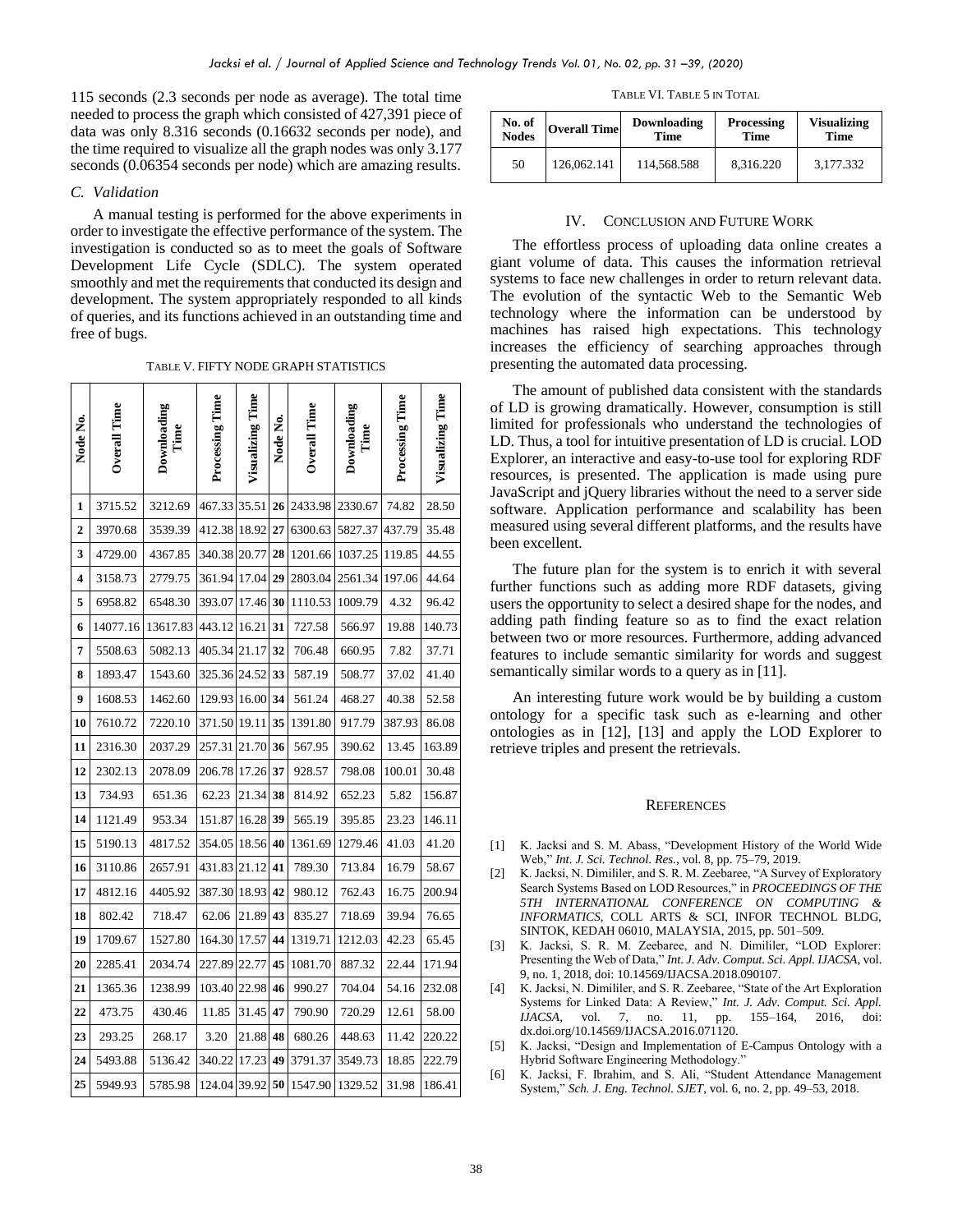115 seconds (2.3 seconds per node as average). The total time needed to process the graph which consisted of 427,391 piece of data was only 8.316 seconds (0.16632 seconds per node), and the time required to visualize all the graph nodes was only 3.177 seconds (0.06354 seconds per node) which are amazing results.

### C. Validation

A manual testing is performed for the above experiments in order to investigate the effective performance of the system. The investigation is conducted so as to meet the goals of Software Development Life Cycle (SDLC). The system operated smoothly and met the requirements that conducted its design and development. The system appropriately responded to all kinds of queries, and its functions achieved in an outstanding time and free of bugs.

TABLE V. FIFTY NODE GRAPH STATISTICS

| Node No. | Overall Time | Downloading Time | Processing Time | Visualizing Time | Node No. | Overall Time | Downloading Time | Processing Time | Visualizing Time |
|---|---|---|---|---|---|---|---|---|---|
| 1 | 3715.52 | 3212.69 | 467.33 | 35.51 | 26 | 2433.98 | 2330.67 | 74.82 | 28.50 |
| 2 | 3970.68 | 3539.39 | 412.38 | 18.92 | 27 | 6300.63 | 5827.37 | 437.79 | 35.48 |
| 3 | 4729.00 | 4367.85 | 340.38 | 20.77 | 28 | 1201.66 | 1037.25 | 119.85 | 44.55 |
| 4 | 3158.73 | 2779.75 | 361.94 | 17.04 | 29 | 2803.04 | 2561.34 | 197.06 | 44.64 |
| 5 | 6958.82 | 6548.30 | 393.07 | 17.46 | 30 | 1110.53 | 1009.79 | 4.32 | 96.42 |
| 6 | 14077.16 | 13617.83 | 443.12 | 16.21 | 31 | 727.58 | 566.97 | 19.88 | 140.73 |
| 7 | 5508.63 | 5082.13 | 405.34 | 21.17 | 32 | 706.48 | 660.95 | 7.82 | 37.71 |
| 8 | 1893.47 | 1543.60 | 325.36 | 24.52 | 33 | 587.19 | 508.77 | 37.02 | 41.40 |
| 9 | 1608.53 | 1462.60 | 129.93 | 16.00 | 34 | 561.24 | 468.27 | 40.38 | 52.58 |
| 10 | 7610.72 | 7220.10 | 371.50 | 19.11 | 35 | 1391.80 | 917.79 | 387.93 | 86.08 |
| 11 | 2316.30 | 2037.29 | 257.31 | 21.70 | 36 | 567.95 | 390.62 | 13.45 | 163.89 |
| 12 | 2302.13 | 2078.09 | 206.78 | 17.26 | 37 | 928.57 | 798.08 | 100.01 | 30.48 |
| 13 | 734.93 | 651.36 | 62.23 | 21.34 | 38 | 814.92 | 652.23 | 5.82 | 156.87 |
| 14 | 1121.49 | 953.34 | 151.87 | 16.28 | 39 | 565.19 | 395.85 | 23.23 | 146.11 |
| 15 | 5190.13 | 4817.52 | 354.05 | 18.56 | 40 | 1361.69 | 1279.46 | 41.03 | 41.20 |
| 16 | 3110.86 | 2657.91 | 431.83 | 21.12 | 41 | 789.30 | 713.84 | 16.79 | 58.67 |
| 17 | 4812.16 | 4405.92 | 387.30 | 18.93 | 42 | 980.12 | 762.43 | 16.75 | 200.94 |
| 18 | 802.42 | 718.47 | 62.06 | 21.89 | 43 | 835.27 | 718.69 | 39.94 | 76.65 |
| 19 | 1709.67 | 1527.80 | 164.30 | 17.57 | 44 | 1319.71 | 1212.03 | 42.23 | 65.45 |
| 20 | 2285.41 | 2034.74 | 227.89 | 22.77 | 45 | 1081.70 | 887.32 | 22.44 | 171.94 |
| 21 | 1365.36 | 1238.99 | 103.40 | 22.98 | 46 | 990.27 | 704.04 | 54.16 | 232.08 |
| 22 | 473.75 | 430.46 | 11.85 | 31.45 | 47 | 790.90 | 720.29 | 12.61 | 58.00 |
| 23 | 293.25 | 268.17 | 3.20 | 21.88 | 48 | 680.26 | 448.63 | 11.42 | 220.22 |
| 24 | 5493.88 | 5136.42 | 340.22 | 17.23 | 49 | 3791.37 | 3549.73 | 18.85 | 222.79 |
| 25 | 5949.93 | 5785.98 | 124.04 | 39.92 | 50 | 1547.90 | 1329.52 | 31.98 | 186.41 |

TABLE VI. TABLE 5 IN TOTAL

| No. of Nodes | Overall Time | Downloading Time | Processing Time | Visualizing Time |
|---|---|---|---|---|
| 50 | 126,062.141 | 114,568.588 | 8,316.220 | 3,177.332 |

## IV. CONCLUSION AND FUTURE WORK

The effortless process of uploading data online creates a giant volume of data. This causes the information retrieval systems to face new challenges in order to return relevant data. The evolution of the syntactic Web to the Semantic Web technology where the information can be understood by machines has raised high expectations. This technology increases the efficiency of searching approaches through presenting the automated data processing.

The amount of published data consistent with the standards of LD is growing dramatically. However, consumption is still limited for professionals who understand the technologies of LD. Thus, a tool for intuitive presentation of LD is crucial. LOD Explorer, an interactive and easy-to-use tool for exploring RDF resources, is presented. The application is made using pure JavaScript and jQuery libraries without the need to a server side software. Application performance and scalability has been measured using several different platforms, and the results have been excellent.

The future plan for the system is to enrich it with several further functions such as adding more RDF datasets, giving users the opportunity to select a desired shape for the nodes, and adding path finding feature so as to find the exact relation between two or more resources. Furthermore, adding advanced features to include semantic similarity for words and suggest semantically similar words to a query as in [11].

An interesting future work would be by building a custom ontology for a specific task such as e-learning and other ontologies as in [12], [13] and apply the LOD Explorer to retrieve triples and present the retrievals.

## REFERENCES

[1] K. Jacksi and S. M. Abass, "Development History of the World Wide Web," *Int. J. Sci. Technol. Res.*, vol. 8, pp. 75–79, 2019.

[2] K. Jacksi, N. Dimililer, and S. R. M. Zeebaree, "A Survey of Exploratory Search Systems Based on LOD Resources," in *PROCEEDINGS OF THE 5TH INTERNATIONAL CONFERENCE ON COMPUTING & INFORMATICS*, COLL ARTS & SCI, INFOR TECHNOL BLDG, SINTOK, KEDAH 06010, MALAYSIA, 2015, pp. 501–509.

[3] K. Jacksi, S. R. M. Zeebaree, and N. Dimililer, "LOD Explorer: Presenting the Web of Data," *Int. J. Adv. Comput. Sci. Appl. IJACSA*, vol. 9, no. 1, 2018, doi: 10.14569/IJACSA.2018.090107.

[4] K. Jacksi, N. Dimililer, and S. R. Zeebaree, "State of the Art Exploration Systems for Linked Data: A Review," *Int. J. Adv. Comput. Sci. Appl. IJACSA*, vol. 7, no. 11, pp. 155–164, 2016, doi: dx.doi.org/10.14569/IJACSA.2016.071120.

[5] K. Jacksi, "Design and Implementation of E-Campus Ontology with a Hybrid Software Engineering Methodology."

[6] K. Jacksi, F. Ibrahim, and S. Ali, "Student Attendance Management System," *Sch. J. Eng. Technol. SJET*, vol. 6, no. 2, pp. 49–53, 2018.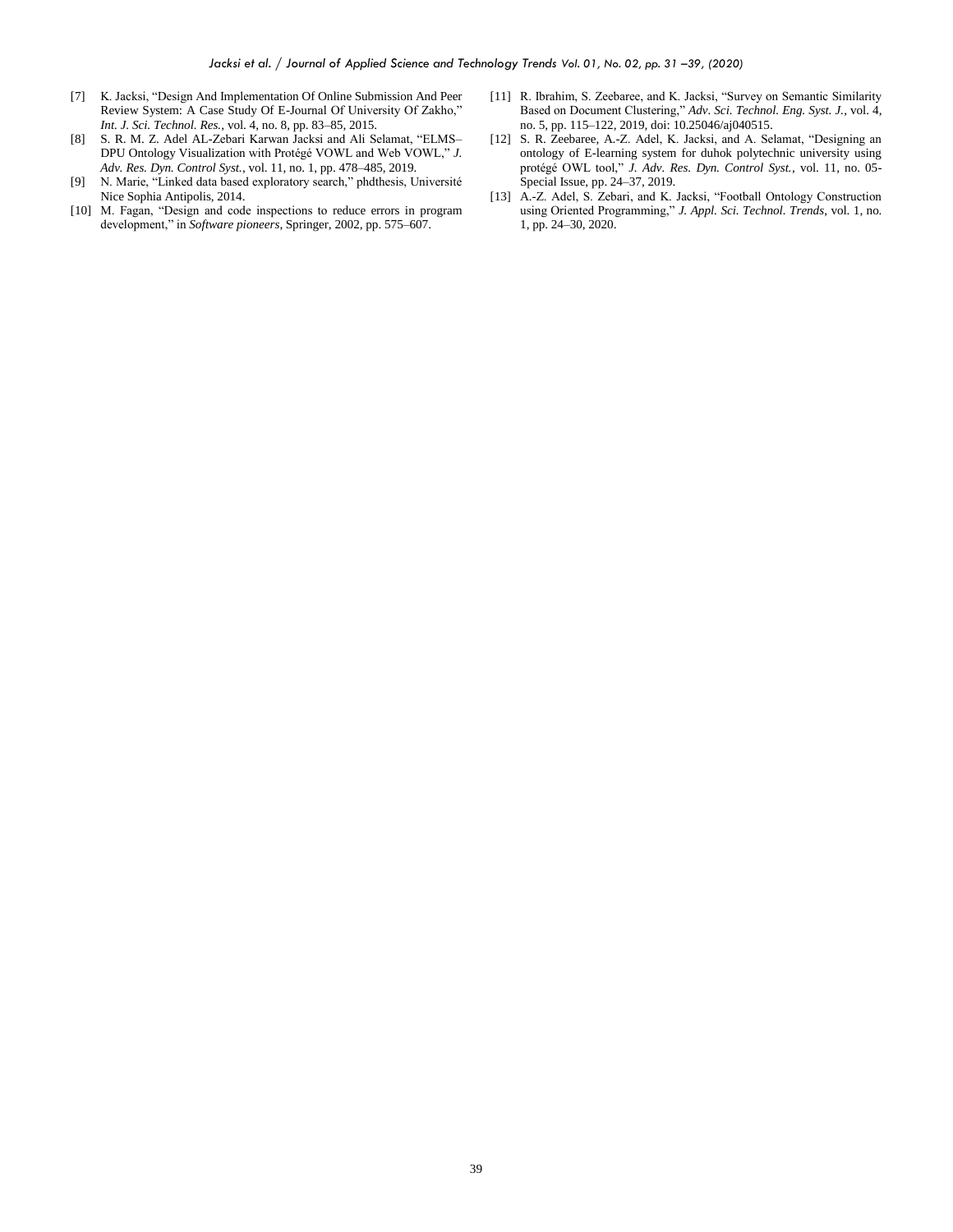[7] K. Jacksi, “Design And Implementation Of Online Submission And Peer Review System: A Case Study Of E-Journal Of University Of Zakho,” *Int. J. Sci. Technol. Res.*, vol. 4, no. 8, pp. 83–85, 2015.

[8] S. R. M. Z. Adel AL-Zebari Karwan Jacksi and Ali Selamat, “ELMS–DPU Ontology Visualization with Protégé VOWL and Web VOWL,” *J. Adv. Res. Dyn. Control Syst.*, vol. 11, no. 1, pp. 478–485, 2019.

[9] N. Marie, “Linked data based exploratory search,” phdthesis, Université Nice Sophia Antipolis, 2014.

[10] M. Fagan, “Design and code inspections to reduce errors in program development,” in *Software pioneers*, Springer, 2002, pp. 575–607.

[11] R. Ibrahim, S. Zeebaree, and K. Jacksi, “Survey on Semantic Similarity Based on Document Clustering,” *Adv. Sci. Technol. Eng. Syst. J.*, vol. 4, no. 5, pp. 115–122, 2019, doi: 10.25046/aj040515.

[12] S. R. Zeebaree, A.-Z. Adel, K. Jacksi, and A. Selamat, “Designing an ontology of E-learning system for duhok polytechnic university using protégé OWL tool,” *J. Adv. Res. Dyn. Control Syst.*, vol. 11, no. 05-Special Issue, pp. 24–37, 2019.

[13] A.-Z. Adel, S. Zebari, and K. Jacksi, “Football Ontology Construction using Oriented Programming,” *J. Appl. Sci. Technol. Trends*, vol. 1, no. 1, pp. 24–30, 2020.